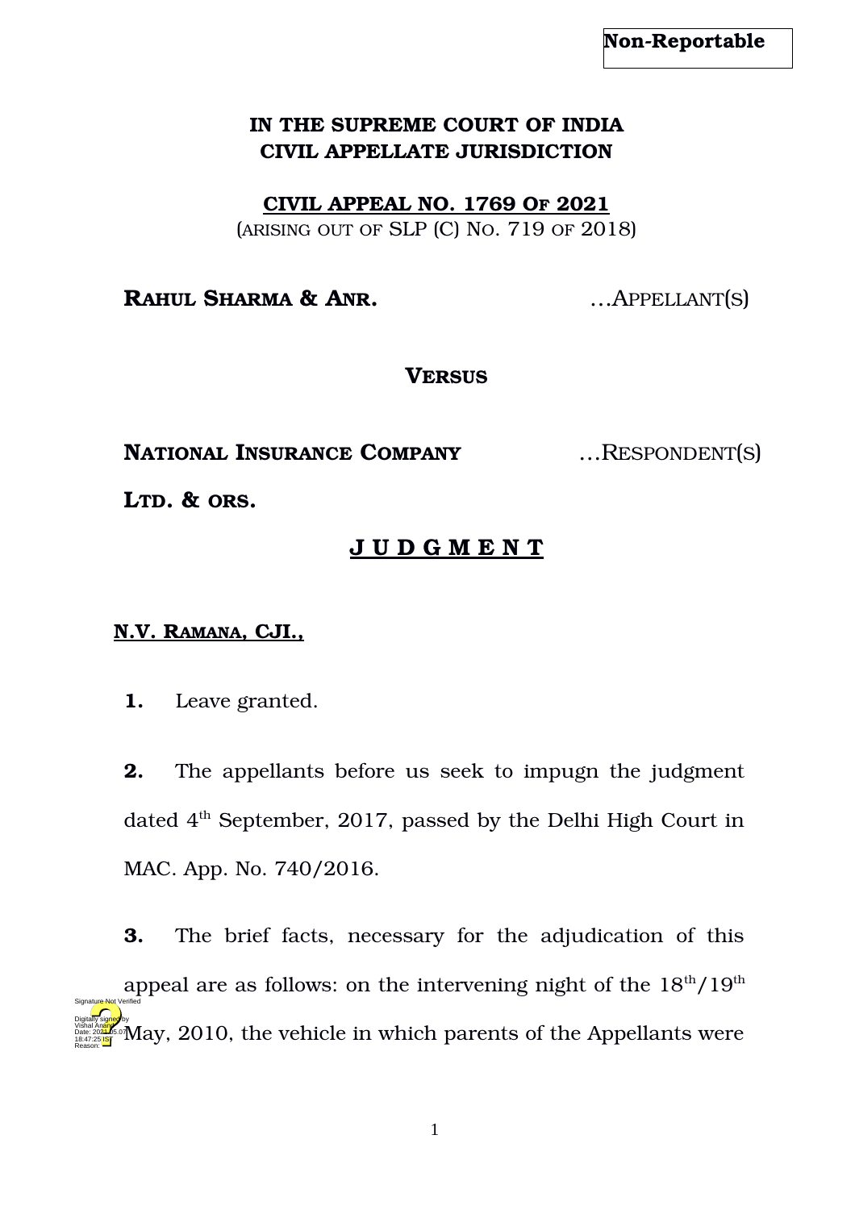**Non-Reportable**

**IN THE SUPREME COURT OF INDIA**
**CIVIL APPELLATE JURISDICTION**

**CIVIL APPEAL NO. 1769 OF 2021**
(ARISING OUT OF SLP (C) NO. 719 OF 2018)

**RAHUL SHARMA & ANR.** …APPELLANT(S)

**VERSUS**

**NATIONAL INSURANCE COMPANY LTD. & ORS.** …RESPONDENT(S)

## J U D G M E N T

**N.V. RAMANA, CJI.,**

**1.** Leave granted.

**2.** The appellants before us seek to impugn the judgment dated 4th September, 2017, passed by the Delhi High Court in MAC. App. No. 740/2016.

**3.** The brief facts, necessary for the adjudication of this appeal are as follows: on the intervening night of the 18th/19th May, 2010, the vehicle in which parents of the Appellants were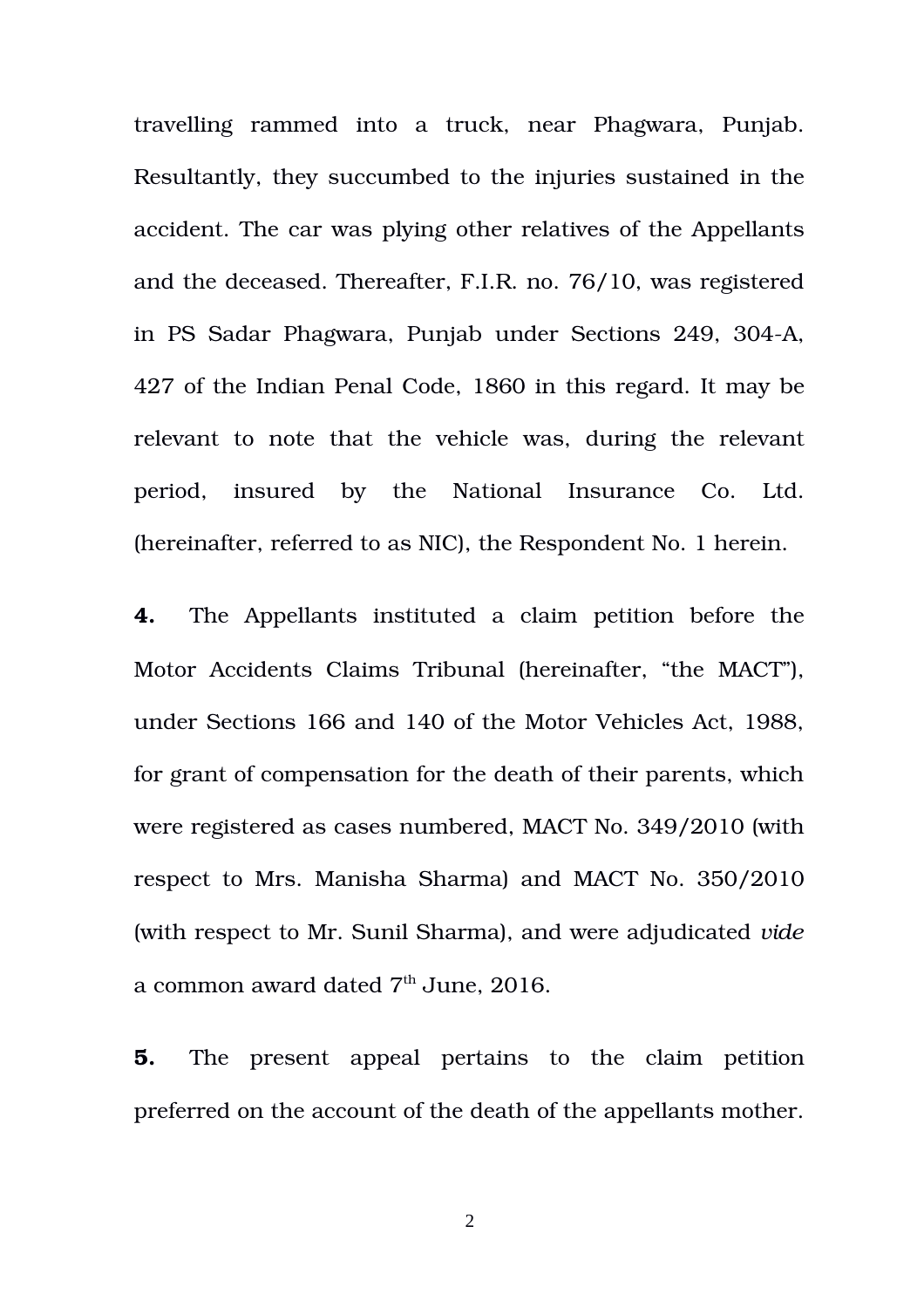travelling rammed into a truck, near Phagwara, Punjab. Resultantly, they succumbed to the injuries sustained in the accident. The car was plying other relatives of the Appellants and the deceased. Thereafter, F.I.R. no. 76/10, was registered in PS Sadar Phagwara, Punjab under Sections 249, 304-A, 427 of the Indian Penal Code, 1860 in this regard. It may be relevant to note that the vehicle was, during the relevant period, insured by the National Insurance Co. Ltd. (hereinafter, referred to as NIC), the Respondent No. 1 herein.

**4.** The Appellants instituted a claim petition before the Motor Accidents Claims Tribunal (hereinafter, "the MACT"), under Sections 166 and 140 of the Motor Vehicles Act, 1988, for grant of compensation for the death of their parents, which were registered as cases numbered, MACT No. 349/2010 (with respect to Mrs. Manisha Sharma) and MACT No. 350/2010 (with respect to Mr. Sunil Sharma), and were adjudicated *vide* a common award dated 7th June, 2016.

**5.** The present appeal pertains to the claim petition preferred on the account of the death of the appellants mother.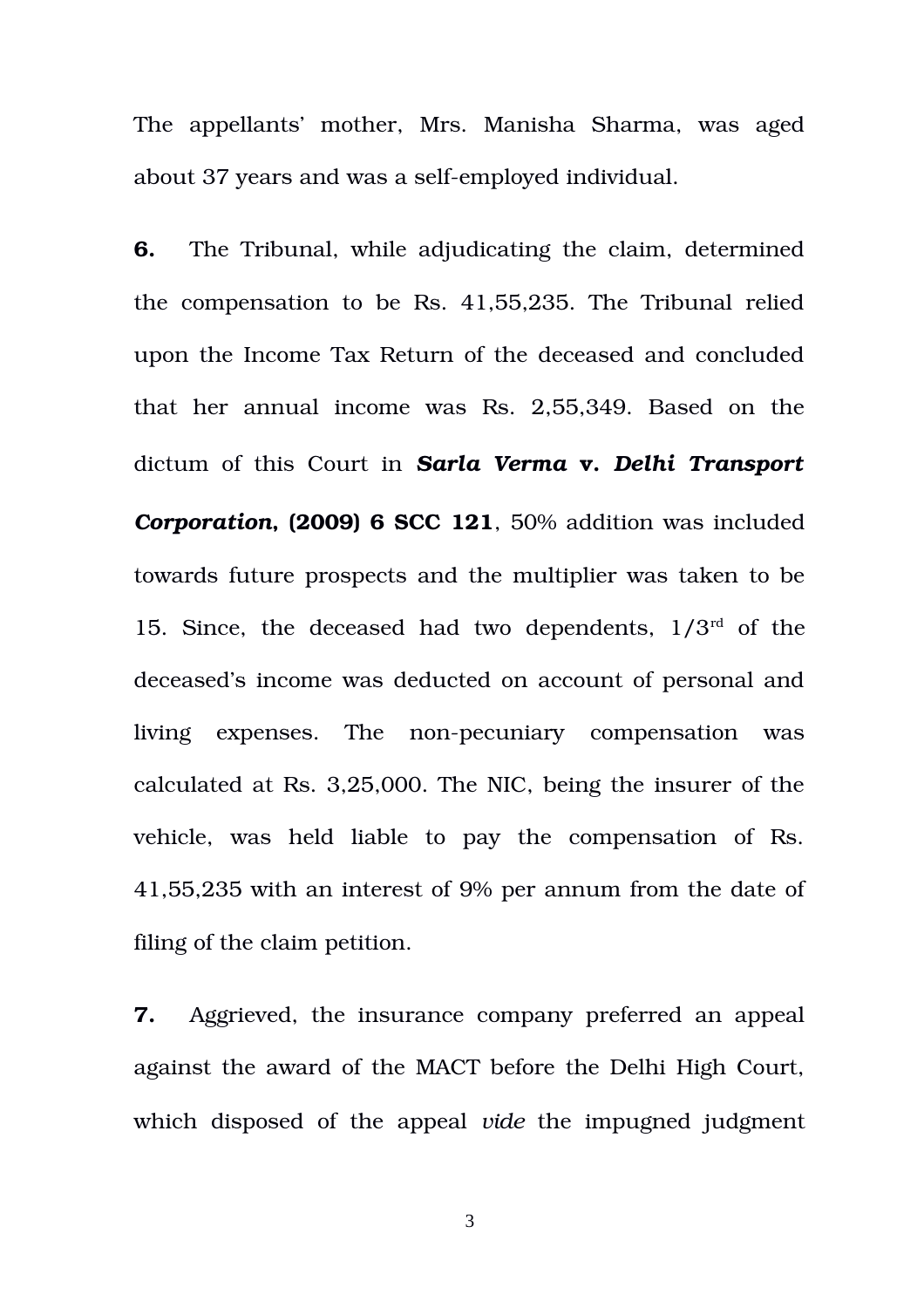The appellants' mother, Mrs. Manisha Sharma, was aged about 37 years and was a self-employed individual.

**6.** The Tribunal, while adjudicating the claim, determined the compensation to be Rs. 41,55,235. The Tribunal relied upon the Income Tax Return of the deceased and concluded that her annual income was Rs. 2,55,349. Based on the dictum of this Court in ***Sarla Verma* v. *Delhi Transport Corporation*, (2009) 6 SCC 121**, 50% addition was included towards future prospects and the multiplier was taken to be 15. Since, the deceased had two dependents, 1/3rd of the deceased's income was deducted on account of personal and living expenses. The non-pecuniary compensation was calculated at Rs. 3,25,000. The NIC, being the insurer of the vehicle, was held liable to pay the compensation of Rs. 41,55,235 with an interest of 9% per annum from the date of filing of the claim petition.

**7.** Aggrieved, the insurance company preferred an appeal against the award of the MACT before the Delhi High Court, which disposed of the appeal *vide* the impugned judgment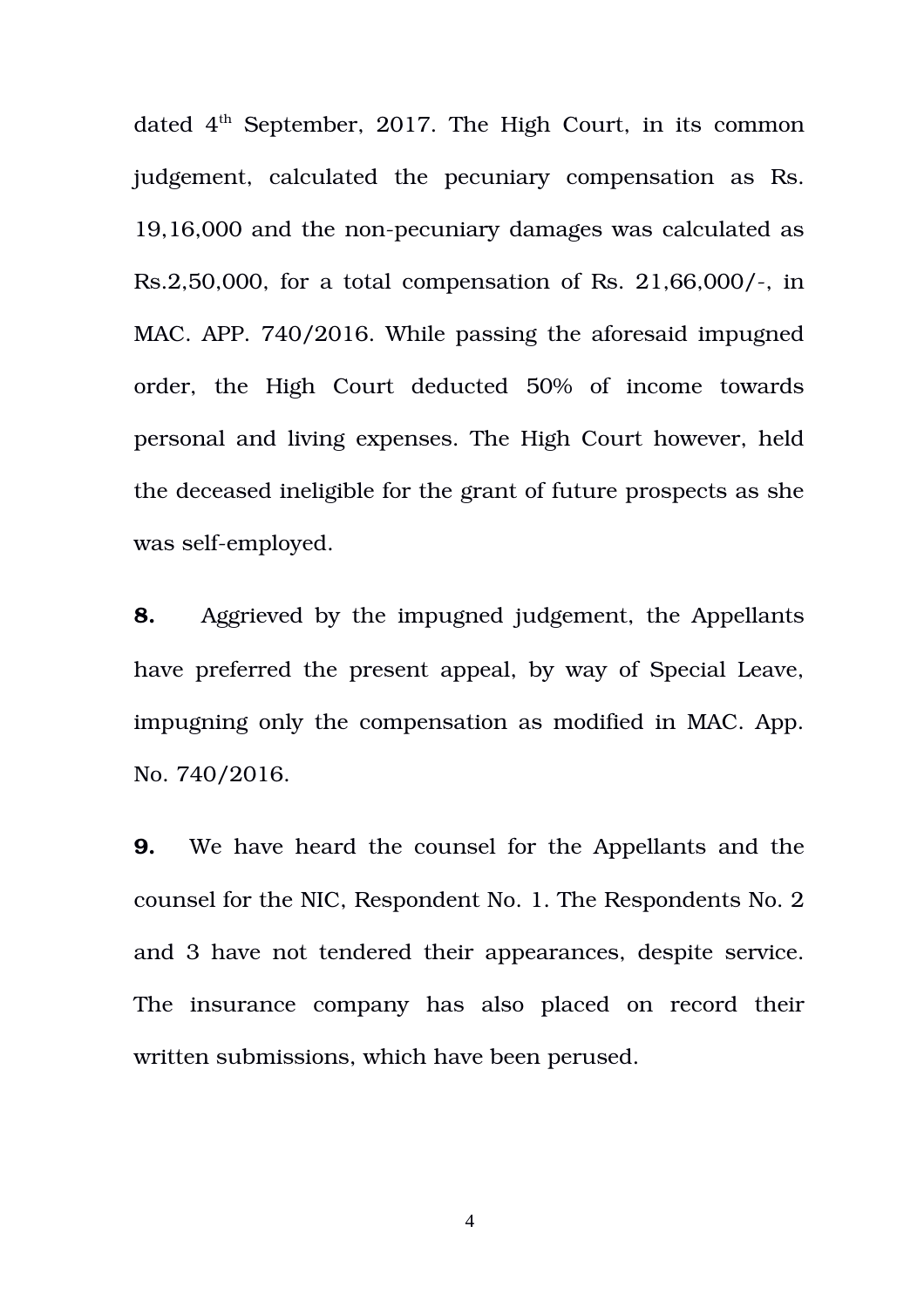dated 4th September, 2017. The High Court, in its common judgement, calculated the pecuniary compensation as Rs. 19,16,000 and the non-pecuniary damages was calculated as Rs.2,50,000, for a total compensation of Rs. 21,66,000/-, in MAC. APP. 740/2016. While passing the aforesaid impugned order, the High Court deducted 50% of income towards personal and living expenses. The High Court however, held the deceased ineligible for the grant of future prospects as she was self-employed.

**8.** Aggrieved by the impugned judgement, the Appellants have preferred the present appeal, by way of Special Leave, impugning only the compensation as modified in MAC. App. No. 740/2016.

**9.** We have heard the counsel for the Appellants and the counsel for the NIC, Respondent No. 1. The Respondents No. 2 and 3 have not tendered their appearances, despite service. The insurance company has also placed on record their written submissions, which have been perused.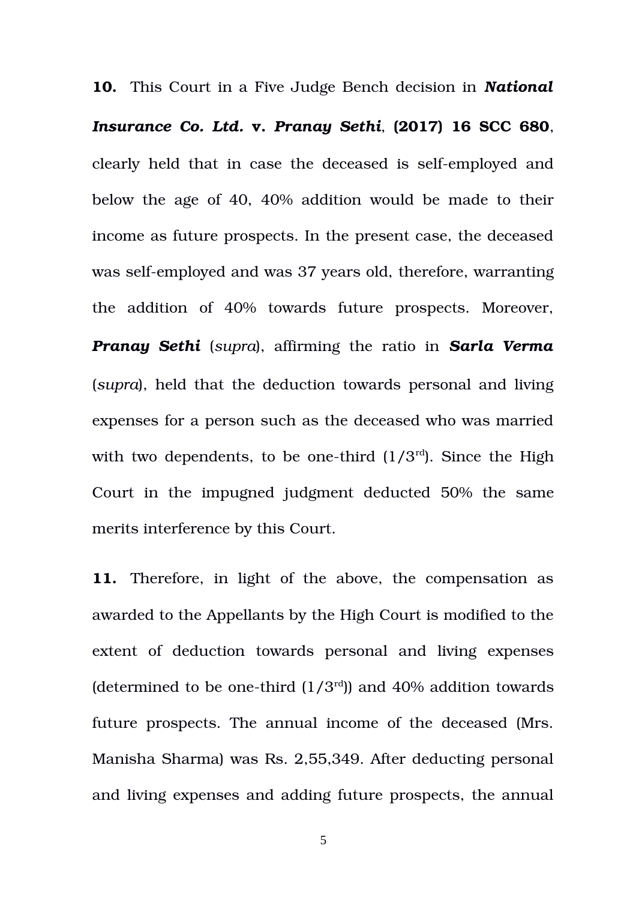**10.** This Court in a Five Judge Bench decision in ***National Insurance Co. Ltd.*** **v.** ***Pranay Sethi***, **(2017) 16 SCC 680**, clearly held that in case the deceased is self-employed and below the age of 40, 40% addition would be made to their income as future prospects. In the present case, the deceased was self-employed and was 37 years old, therefore, warranting the addition of 40% towards future prospects. Moreover, ***Pranay Sethi*** (*supra*), affirming the ratio in ***Sarla Verma*** (*supra*), held that the deduction towards personal and living expenses for a person such as the deceased who was married with two dependents, to be one-third (1/3rd). Since the High Court in the impugned judgment deducted 50% the same merits interference by this Court.

**11.** Therefore, in light of the above, the compensation as awarded to the Appellants by the High Court is modified to the extent of deduction towards personal and living expenses (determined to be one-third (1/3rd)) and 40% addition towards future prospects. The annual income of the deceased (Mrs. Manisha Sharma) was Rs. 2,55,349. After deducting personal and living expenses and adding future prospects, the annual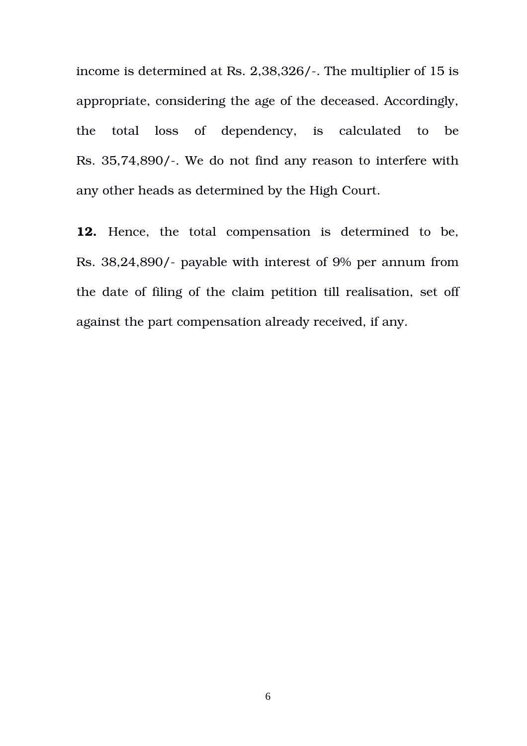income is determined at Rs. 2,38,326/-. The multiplier of 15 is appropriate, considering the age of the deceased. Accordingly, the total loss of dependency, is calculated to be Rs. 35,74,890/-. We do not find any reason to interfere with any other heads as determined by the High Court.

**12.** Hence, the total compensation is determined to be, Rs. 38,24,890/- payable with interest of 9% per annum from the date of filing of the claim petition till realisation, set off against the part compensation already received, if any.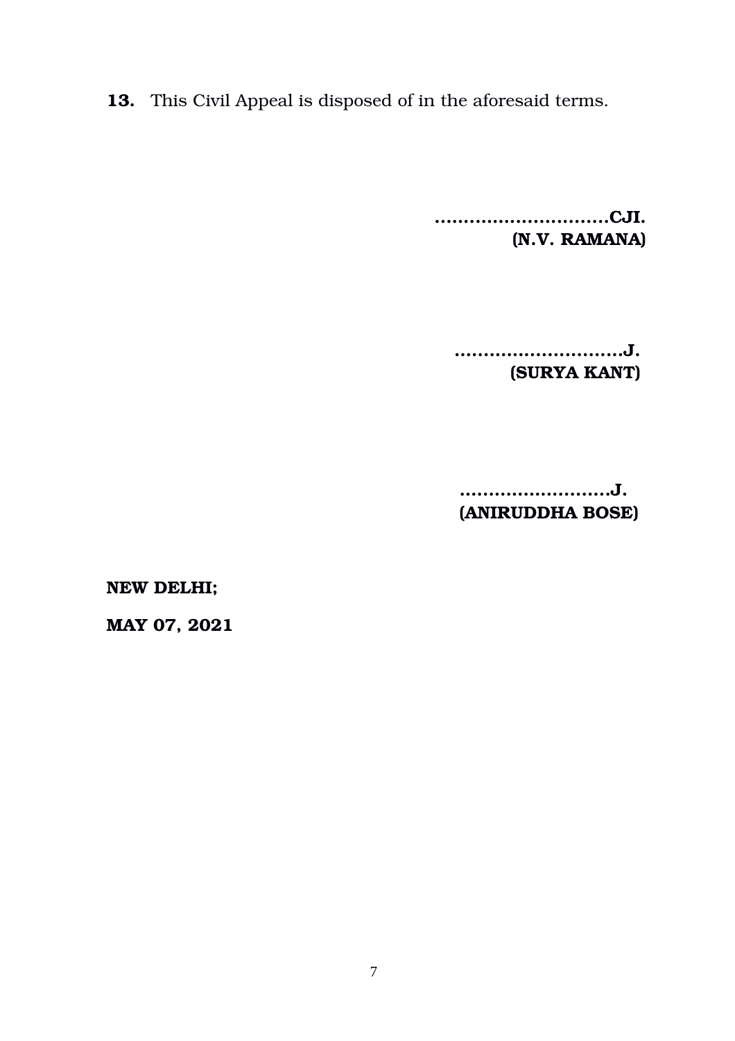**13.** This Civil Appeal is disposed of in the aforesaid terms.

**..............................CJI.**
**(N.V. RAMANA)**

**.............................J.**
**(SURYA KANT)**

**..........................J.**
**(ANIRUDDHA BOSE)**

**NEW DELHI;**

**MAY 07, 2021**